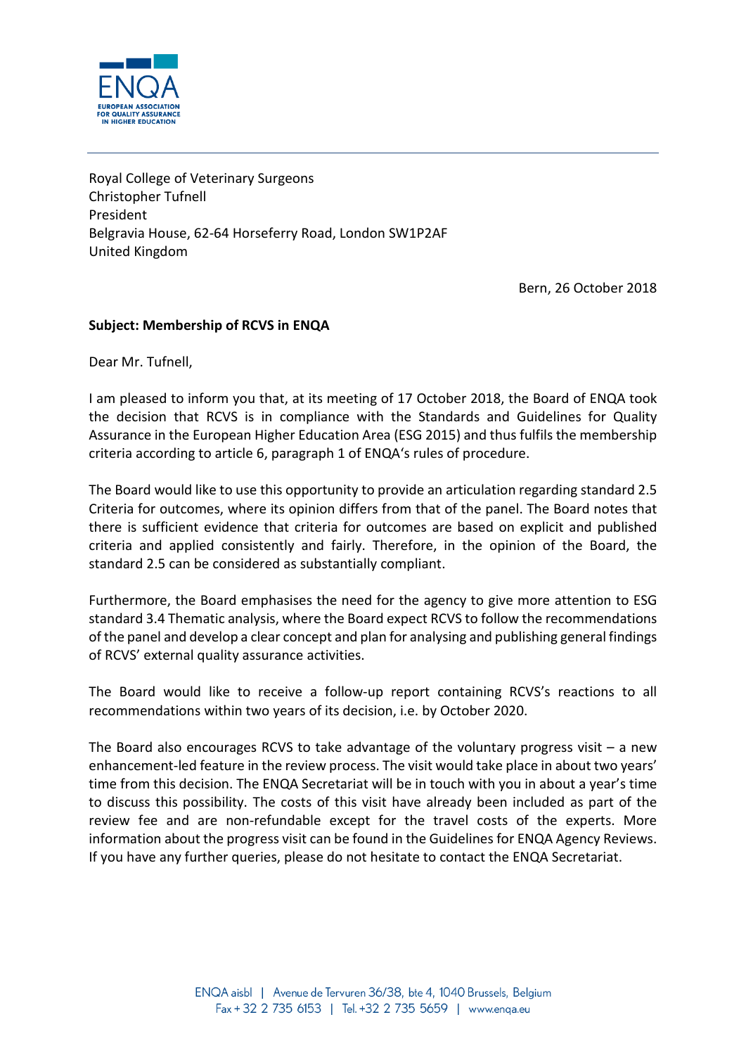ENQA

EUROPEAN ASSOCIATION FOR QUALITY ASSURANCE IN HIGHER EDUCATION

Royal College of Veterinary Surgeons
Christopher Tufnell
President
Belgravia House, 62-64 Horseferry Road, London SW1P2AF
United Kingdom

Bern, 26 October 2018

**Subject: Membership of RCVS in ENQA**

Dear Mr. Tufnell,

I am pleased to inform you that, at its meeting of 17 October 2018, the Board of ENQA took the decision that RCVS is in compliance with the Standards and Guidelines for Quality Assurance in the European Higher Education Area (ESG 2015) and thus fulfils the membership criteria according to article 6, paragraph 1 of ENQA's rules of procedure.

The Board would like to use this opportunity to provide an articulation regarding standard 2.5 Criteria for outcomes, where its opinion differs from that of the panel. The Board notes that there is sufficient evidence that criteria for outcomes are based on explicit and published criteria and applied consistently and fairly. Therefore, in the opinion of the Board, the standard 2.5 can be considered as substantially compliant.

Furthermore, the Board emphasises the need for the agency to give more attention to ESG standard 3.4 Thematic analysis, where the Board expect RCVS to follow the recommendations of the panel and develop a clear concept and plan for analysing and publishing general findings of RCVS' external quality assurance activities.

The Board would like to receive a follow-up report containing RCVS's reactions to all recommendations within two years of its decision, i.e. by October 2020.

The Board also encourages RCVS to take advantage of the voluntary progress visit – a new enhancement-led feature in the review process. The visit would take place in about two years' time from this decision. The ENQA Secretariat will be in touch with you in about a year's time to discuss this possibility. The costs of this visit have already been included as part of the review fee and are non-refundable except for the travel costs of the experts. More information about the progress visit can be found in the Guidelines for ENQA Agency Reviews. If you have any further queries, please do not hesitate to contact the ENQA Secretariat.

ENQA aisbl | Avenue de Tervuren 36/38, bte 4, 1040 Brussels, Belgium
Fax + 32 2 735 6153 | Tel. +32 2 735 5659 | www.enqa.eu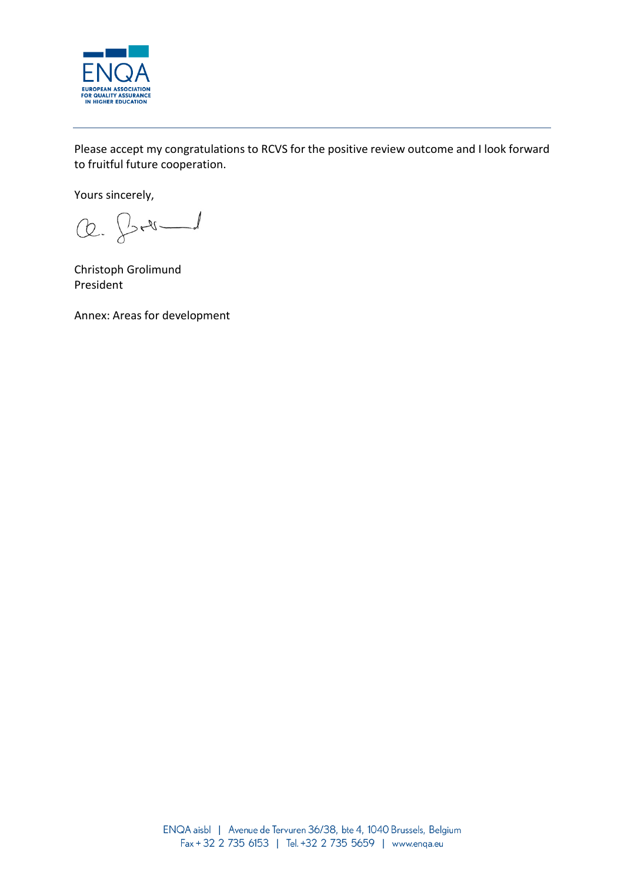Please accept my congratulations to RCVS for the positive review outcome and I look forward to fruitful future cooperation.

Yours sincerely,

Christoph Grolimund
President

Annex: Areas for development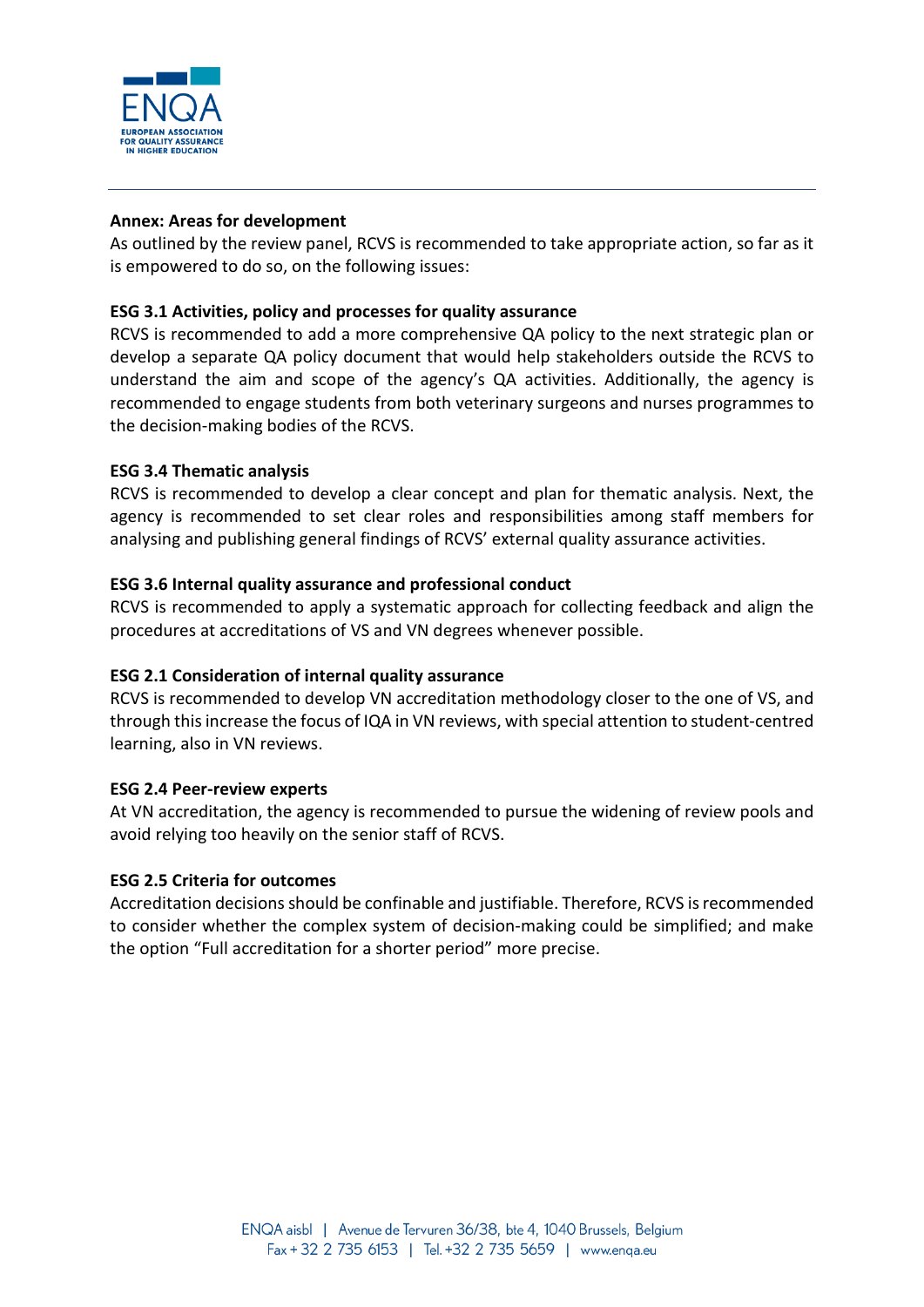**Annex: Areas for development**

As outlined by the review panel, RCVS is recommended to take appropriate action, so far as it is empowered to do so, on the following issues:

**ESG 3.1 Activities, policy and processes for quality assurance**

RCVS is recommended to add a more comprehensive QA policy to the next strategic plan or develop a separate QA policy document that would help stakeholders outside the RCVS to understand the aim and scope of the agency's QA activities. Additionally, the agency is recommended to engage students from both veterinary surgeons and nurses programmes to the decision-making bodies of the RCVS.

**ESG 3.4 Thematic analysis**

RCVS is recommended to develop a clear concept and plan for thematic analysis. Next, the agency is recommended to set clear roles and responsibilities among staff members for analysing and publishing general findings of RCVS' external quality assurance activities.

**ESG 3.6 Internal quality assurance and professional conduct**

RCVS is recommended to apply a systematic approach for collecting feedback and align the procedures at accreditations of VS and VN degrees whenever possible.

**ESG 2.1 Consideration of internal quality assurance**

RCVS is recommended to develop VN accreditation methodology closer to the one of VS, and through this increase the focus of IQA in VN reviews, with special attention to student-centred learning, also in VN reviews.

**ESG 2.4 Peer-review experts**

At VN accreditation, the agency is recommended to pursue the widening of review pools and avoid relying too heavily on the senior staff of RCVS.

**ESG 2.5 Criteria for outcomes**

Accreditation decisions should be confinable and justifiable. Therefore, RCVS is recommended to consider whether the complex system of decision-making could be simplified; and make the option "Full accreditation for a shorter period" more precise.